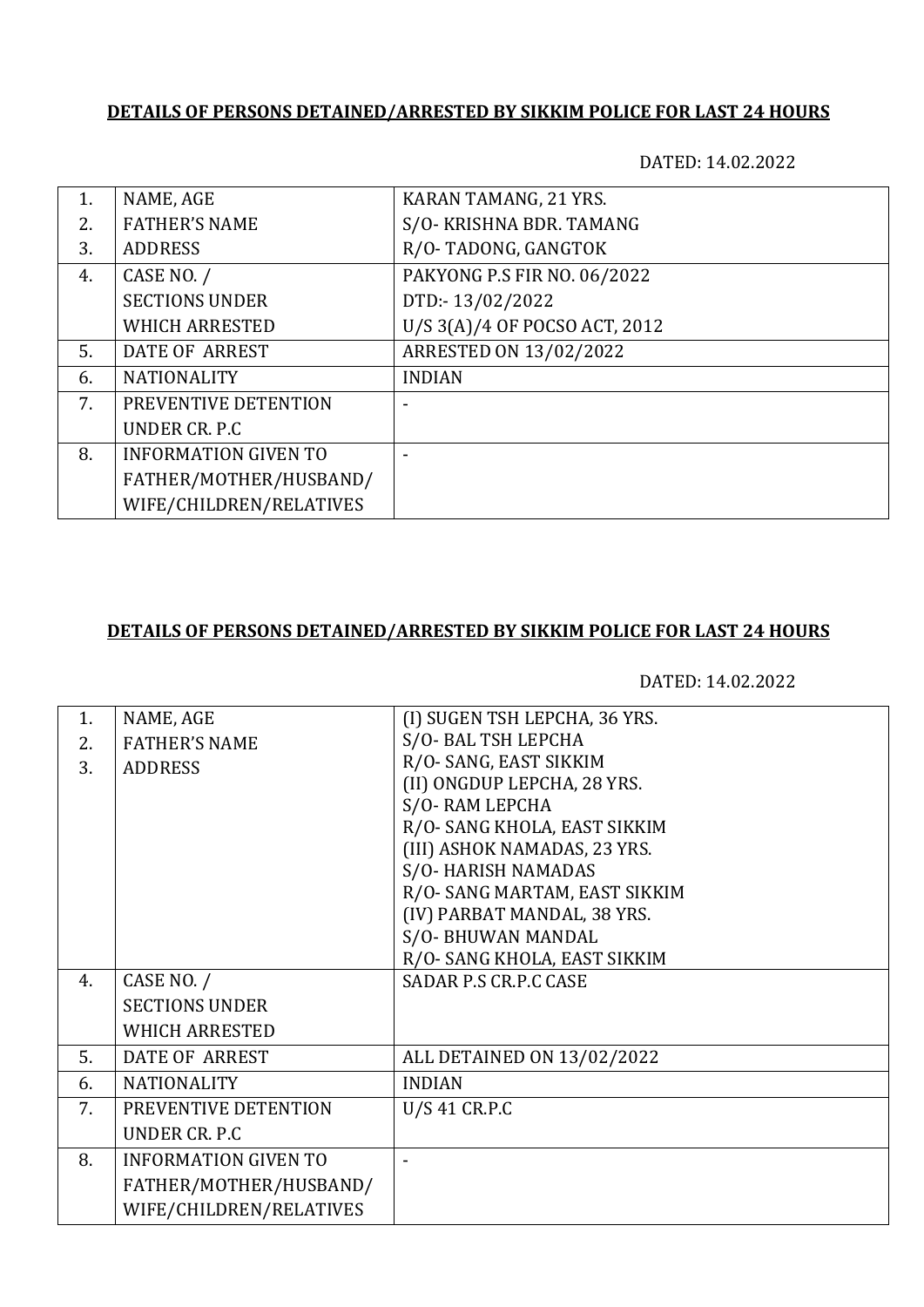**DETAILS OF PERSONS DETAINED/ARRESTED BY SIKKIM POLICE FOR LAST 24 HOURS**

DATED: 14.02.2022

| | | |
|---|---|---|
| 1.<br>2.<br>3. | NAME, AGE<br>FATHER'S NAME<br>ADDRESS | KARAN TAMANG, 21 YRS.<br>S/O- KRISHNA BDR. TAMANG<br>R/O- TADONG, GANGTOK |
| 4. | CASE NO. /<br>SECTIONS UNDER<br>WHICH ARRESTED | PAKYONG P.S FIR NO. 06/2022<br>DTD:- 13/02/2022<br>U/S 3(A)/4 OF POCSO ACT, 2012 |
| 5. | DATE OF ARREST | ARRESTED ON 13/02/2022 |
| 6. | NATIONALITY | INDIAN |
| 7. | PREVENTIVE DETENTION<br>UNDER CR. P.C | - |
| 8. | INFORMATION GIVEN TO<br>FATHER/MOTHER/HUSBAND/<br>WIFE/CHILDREN/RELATIVES | - |

**DETAILS OF PERSONS DETAINED/ARRESTED BY SIKKIM POLICE FOR LAST 24 HOURS**

DATED: 14.02.2022

| | | |
|---|---|---|
| 1.<br>2.<br>3. | NAME, AGE<br>FATHER'S NAME<br>ADDRESS | (I) SUGEN TSH LEPCHA, 36 YRS.<br>S/O- BAL TSH LEPCHA<br>R/O- SANG, EAST SIKKIM<br>(II) ONGDUP LEPCHA, 28 YRS.<br>S/O- RAM LEPCHA<br>R/O- SANG KHOLA, EAST SIKKIM<br>(III) ASHOK NAMADAS, 23 YRS.<br>S/O- HARISH NAMADAS<br>R/O- SANG MARTAM, EAST SIKKIM<br>(IV) PARBAT MANDAL, 38 YRS.<br>S/O- BHUWAN MANDAL<br>R/O- SANG KHOLA, EAST SIKKIM |
| 4. | CASE NO. /<br>SECTIONS UNDER<br>WHICH ARRESTED | SADAR P.S CR.P.C CASE |
| 5. | DATE OF ARREST | ALL DETAINED ON 13/02/2022 |
| 6. | NATIONALITY | INDIAN |
| 7. | PREVENTIVE DETENTION<br>UNDER CR. P.C | U/S 41 CR.P.C |
| 8. | INFORMATION GIVEN TO<br>FATHER/MOTHER/HUSBAND/<br>WIFE/CHILDREN/RELATIVES | - |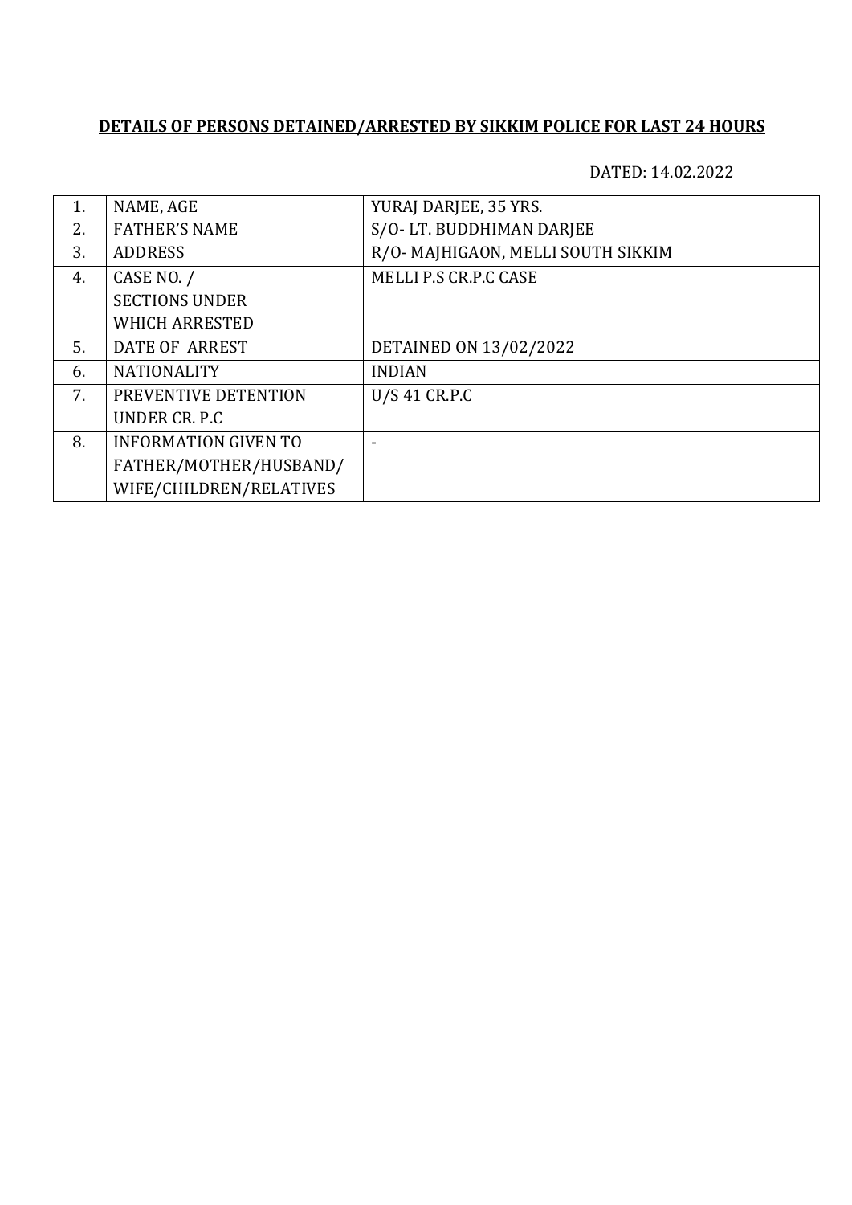**DETAILS OF PERSONS DETAINED/ARRESTED BY SIKKIM POLICE FOR LAST 24 HOURS**

DATED: 14.02.2022

| | | |
|---|---|---|
| 1.<br>2.<br>3. | NAME, AGE<br>FATHER'S NAME<br>ADDRESS | YURAJ DARJEE, 35 YRS.<br>S/O- LT. BUDDHIMAN DARJEE<br>R/O- MAJHIGAON, MELLI SOUTH SIKKIM |
| 4. | CASE NO. /<br>SECTIONS UNDER<br>WHICH ARRESTED | MELLI P.S CR.P.C CASE |
| 5. | DATE OF ARREST | DETAINED ON 13/02/2022 |
| 6. | NATIONALITY | INDIAN |
| 7. | PREVENTIVE DETENTION<br>UNDER CR. P.C | U/S 41 CR.P.C |
| 8. | INFORMATION GIVEN TO<br>FATHER/MOTHER/HUSBAND/<br>WIFE/CHILDREN/RELATIVES | - |